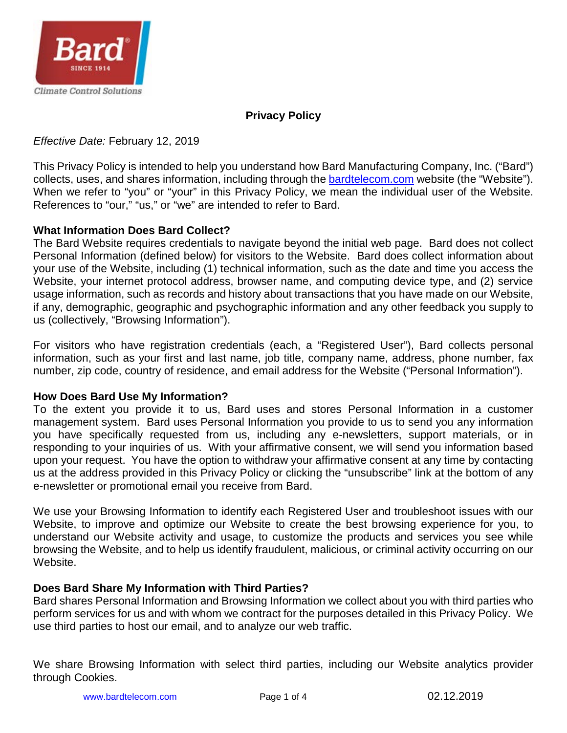**Privacy Policy**

*Effective Date:* February 12, 2019

This Privacy Policy is intended to help you understand how Bard Manufacturing Company, Inc. ("Bard") collects, uses, and shares information, including through the [bardtelecom.com](http://bardtelecom.com) website (the "Website"). When we refer to "you" or "your" in this Privacy Policy, we mean the individual user of the Website. References to "our," "us," or "we" are intended to refer to Bard.

**What Information Does Bard Collect?**

The Bard Website requires credentials to navigate beyond the initial web page. Bard does not collect Personal Information (defined below) for visitors to the Website. Bard does collect information about your use of the Website, including (1) technical information, such as the date and time you access the Website, your internet protocol address, browser name, and computing device type, and (2) service usage information, such as records and history about transactions that you have made on our Website, if any, demographic, geographic and psychographic information and any other feedback you supply to us (collectively, "Browsing Information").

For visitors who have registration credentials (each, a "Registered User"), Bard collects personal information, such as your first and last name, job title, company name, address, phone number, fax number, zip code, country of residence, and email address for the Website ("Personal Information").

**How Does Bard Use My Information?**

To the extent you provide it to us, Bard uses and stores Personal Information in a customer management system. Bard uses Personal Information you provide to us to send you any information you have specifically requested from us, including any e-newsletters, support materials, or in responding to your inquiries of us. With your affirmative consent, we will send you information based upon your request. You have the option to withdraw your affirmative consent at any time by contacting us at the address provided in this Privacy Policy or clicking the "unsubscribe" link at the bottom of any e-newsletter or promotional email you receive from Bard.

We use your Browsing Information to identify each Registered User and troubleshoot issues with our Website, to improve and optimize our Website to create the best browsing experience for you, to understand our Website activity and usage, to customize the products and services you see while browsing the Website, and to help us identify fraudulent, malicious, or criminal activity occurring on our Website.

**Does Bard Share My Information with Third Parties?**

Bard shares Personal Information and Browsing Information we collect about you with third parties who perform services for us and with whom we contract for the purposes detailed in this Privacy Policy. We use third parties to host our email, and to analyze our web traffic.

We share Browsing Information with select third parties, including our Website analytics provider through Cookies.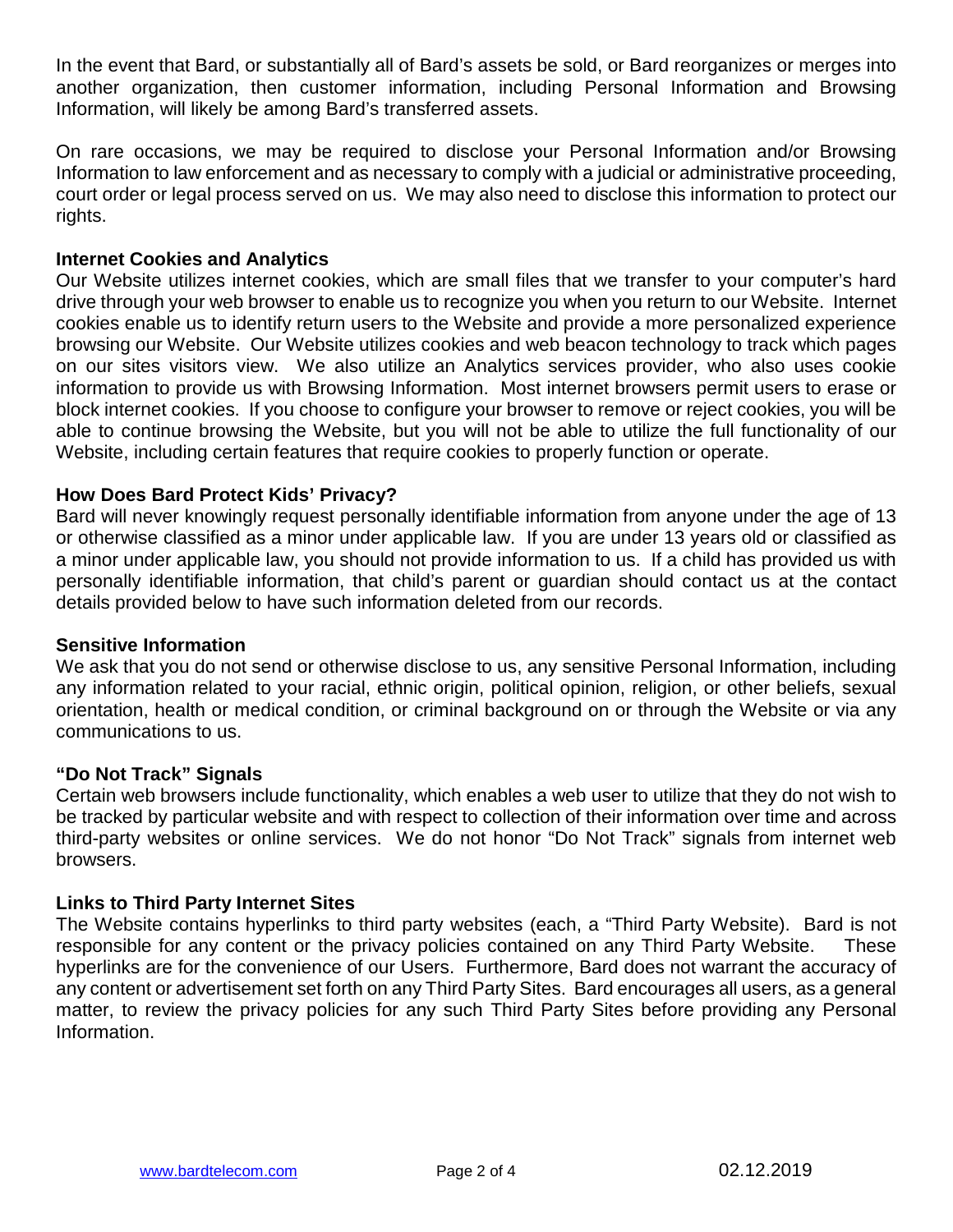In the event that Bard, or substantially all of Bard's assets be sold, or Bard reorganizes or merges into another organization, then customer information, including Personal Information and Browsing Information, will likely be among Bard's transferred assets.

On rare occasions, we may be required to disclose your Personal Information and/or Browsing Information to law enforcement and as necessary to comply with a judicial or administrative proceeding, court order or legal process served on us. We may also need to disclose this information to protect our rights.

**Internet Cookies and Analytics**

Our Website utilizes internet cookies, which are small files that we transfer to your computer's hard drive through your web browser to enable us to recognize you when you return to our Website. Internet cookies enable us to identify return users to the Website and provide a more personalized experience browsing our Website. Our Website utilizes cookies and web beacon technology to track which pages on our sites visitors view. We also utilize an Analytics services provider, who also uses cookie information to provide us with Browsing Information. Most internet browsers permit users to erase or block internet cookies. If you choose to configure your browser to remove or reject cookies, you will be able to continue browsing the Website, but you will not be able to utilize the full functionality of our Website, including certain features that require cookies to properly function or operate.

**How Does Bard Protect Kids' Privacy?**

Bard will never knowingly request personally identifiable information from anyone under the age of 13 or otherwise classified as a minor under applicable law. If you are under 13 years old or classified as a minor under applicable law, you should not provide information to us. If a child has provided us with personally identifiable information, that child's parent or guardian should contact us at the contact details provided below to have such information deleted from our records.

**Sensitive Information**

We ask that you do not send or otherwise disclose to us, any sensitive Personal Information, including any information related to your racial, ethnic origin, political opinion, religion, or other beliefs, sexual orientation, health or medical condition, or criminal background on or through the Website or via any communications to us.

**"Do Not Track" Signals**

Certain web browsers include functionality, which enables a web user to utilize that they do not wish to be tracked by particular website and with respect to collection of their information over time and across third-party websites or online services. We do not honor "Do Not Track" signals from internet web browsers.

**Links to Third Party Internet Sites**

The Website contains hyperlinks to third party websites (each, a "Third Party Website). Bard is not responsible for any content or the privacy policies contained on any Third Party Website. These hyperlinks are for the convenience of our Users. Furthermore, Bard does not warrant the accuracy of any content or advertisement set forth on any Third Party Sites. Bard encourages all users, as a general matter, to review the privacy policies for any such Third Party Sites before providing any Personal Information.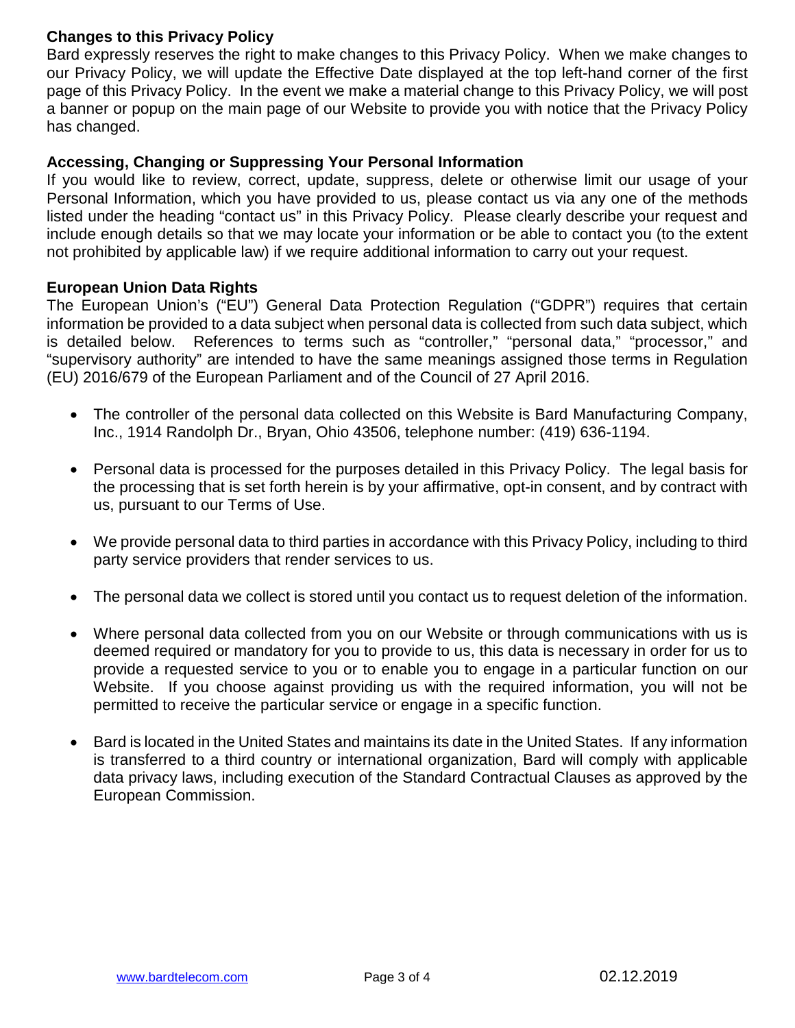**Changes to this Privacy Policy**

Bard expressly reserves the right to make changes to this Privacy Policy. When we make changes to our Privacy Policy, we will update the Effective Date displayed at the top left-hand corner of the first page of this Privacy Policy. In the event we make a material change to this Privacy Policy, we will post a banner or popup on the main page of our Website to provide you with notice that the Privacy Policy has changed.

**Accessing, Changing or Suppressing Your Personal Information**

If you would like to review, correct, update, suppress, delete or otherwise limit our usage of your Personal Information, which you have provided to us, please contact us via any one of the methods listed under the heading "contact us" in this Privacy Policy. Please clearly describe your request and include enough details so that we may locate your information or be able to contact you (to the extent not prohibited by applicable law) if we require additional information to carry out your request.

**European Union Data Rights**

The European Union's ("EU") General Data Protection Regulation ("GDPR") requires that certain information be provided to a data subject when personal data is collected from such data subject, which is detailed below. References to terms such as "controller," "personal data," "processor," and "supervisory authority" are intended to have the same meanings assigned those terms in Regulation (EU) 2016/679 of the European Parliament and of the Council of 27 April 2016.

- The controller of the personal data collected on this Website is Bard Manufacturing Company, Inc., 1914 Randolph Dr., Bryan, Ohio 43506, telephone number: (419) 636-1194.

- Personal data is processed for the purposes detailed in this Privacy Policy. The legal basis for the processing that is set forth herein is by your affirmative, opt-in consent, and by contract with us, pursuant to our Terms of Use.

- We provide personal data to third parties in accordance with this Privacy Policy, including to third party service providers that render services to us.

- The personal data we collect is stored until you contact us to request deletion of the information.

- Where personal data collected from you on our Website or through communications with us is deemed required or mandatory for you to provide to us, this data is necessary in order for us to provide a requested service to you or to enable you to engage in a particular function on our Website. If you choose against providing us with the required information, you will not be permitted to receive the particular service or engage in a specific function.

- Bard is located in the United States and maintains its date in the United States. If any information is transferred to a third country or international organization, Bard will comply with applicable data privacy laws, including execution of the Standard Contractual Clauses as approved by the European Commission.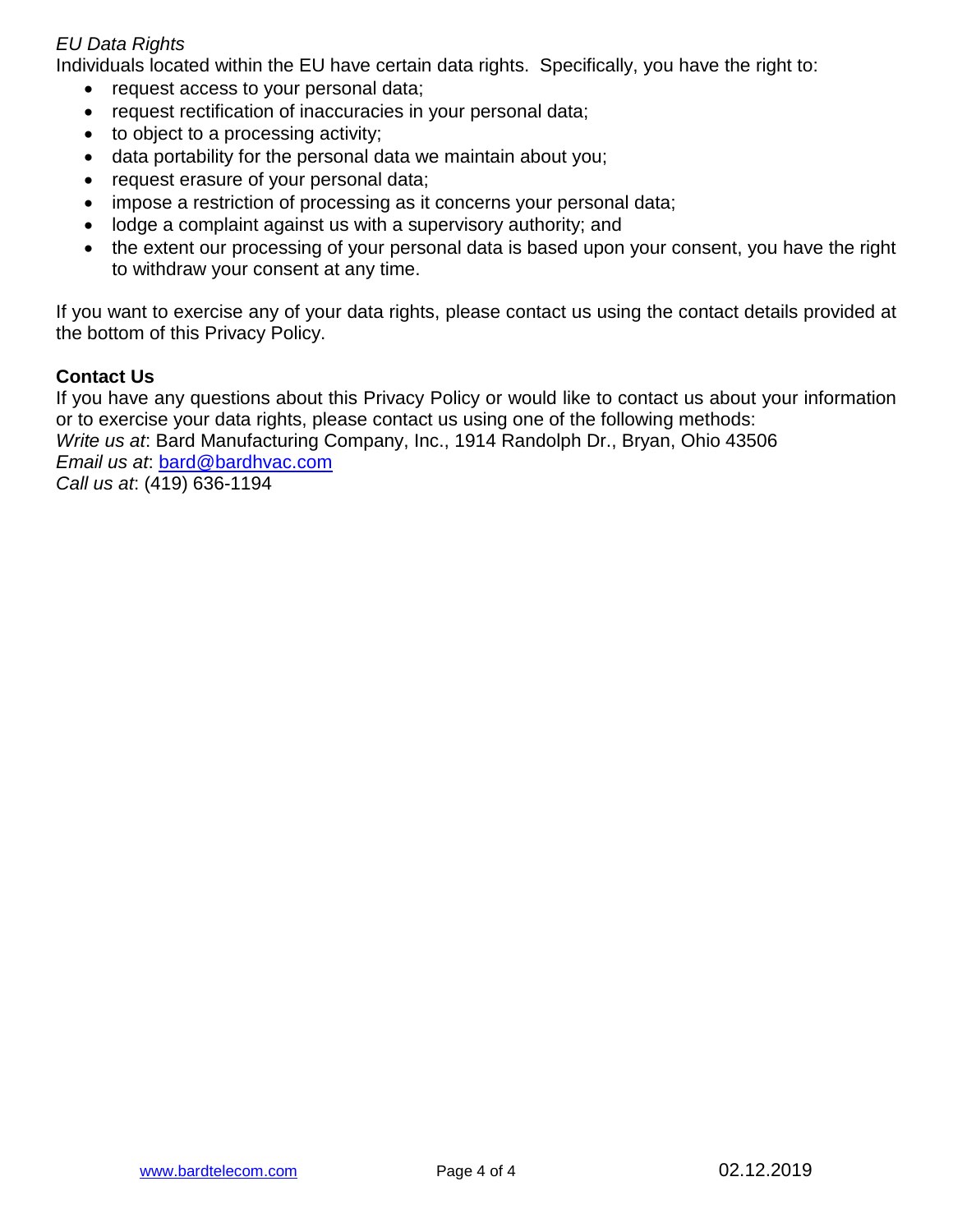*EU Data Rights*

Individuals located within the EU have certain data rights. Specifically, you have the right to:

- request access to your personal data;
- request rectification of inaccuracies in your personal data;
- to object to a processing activity;
- data portability for the personal data we maintain about you;
- request erasure of your personal data;
- impose a restriction of processing as it concerns your personal data;
- lodge a complaint against us with a supervisory authority; and
- the extent our processing of your personal data is based upon your consent, you have the right to withdraw your consent at any time.

If you want to exercise any of your data rights, please contact us using the contact details provided at the bottom of this Privacy Policy.

**Contact Us**

If you have any questions about this Privacy Policy or would like to contact us about your information or to exercise your data rights, please contact us using one of the following methods:

*Write us at*: Bard Manufacturing Company, Inc., 1914 Randolph Dr., Bryan, Ohio 43506

*Email us at*: bard@bardhvac.com

*Call us at*: (419) 636-1194